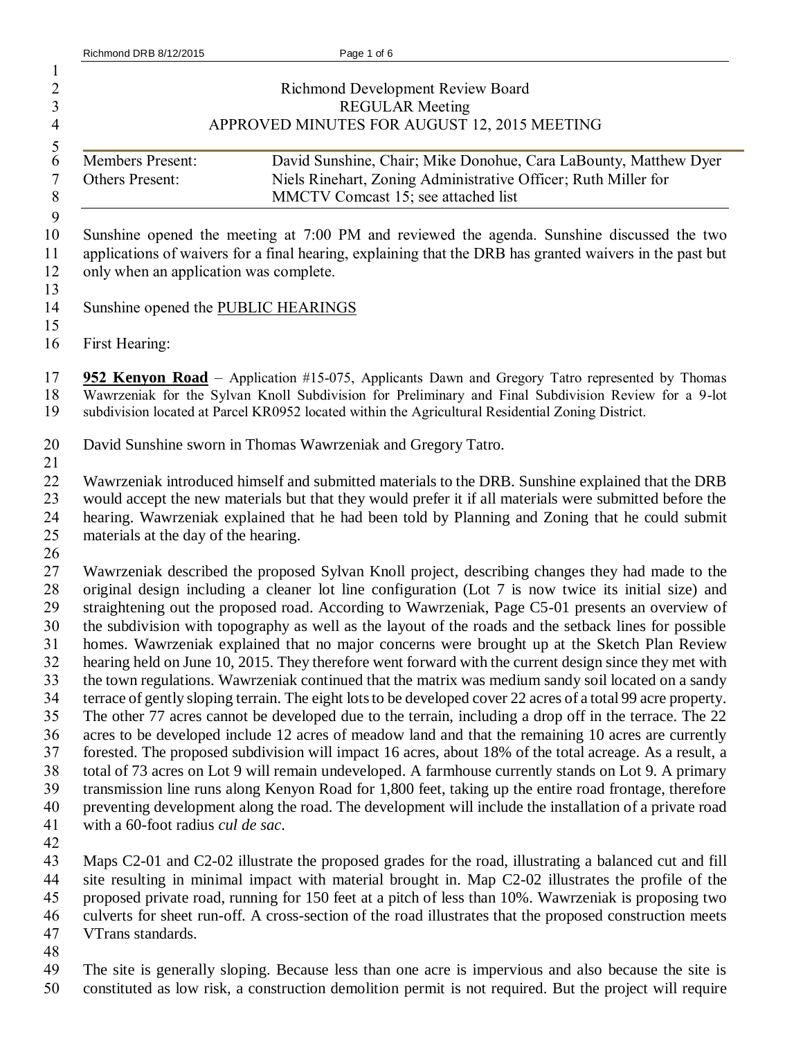# Richmond Development Review Board
## REGULAR Meeting
## APPROVED MINUTES FOR AUGUST 12, 2015 MEETING

| | |
|---|---|
| Members Present: | David Sunshine, Chair; Mike Donohue, Cara LaBounty, Matthew Dyer |
| Others Present: | Niels Rinehart, Zoning Administrative Officer; Ruth Miller for MMCTV Comcast 15; see attached list |

Sunshine opened the meeting at 7:00 PM and reviewed the agenda. Sunshine discussed the two applications of waivers for a final hearing, explaining that the DRB has granted waivers in the past but only when an application was complete.

Sunshine opened the PUBLIC HEARINGS

First Hearing:

**952 Kenyon Road** – Application #15-075, Applicants Dawn and Gregory Tatro represented by Thomas Wawrzeniak for the Sylvan Knoll Subdivision for Preliminary and Final Subdivision Review for a 9-lot subdivision located at Parcel KR0952 located within the Agricultural Residential Zoning District.

David Sunshine sworn in Thomas Wawrzeniak and Gregory Tatro.

Wawrzeniak introduced himself and submitted materials to the DRB. Sunshine explained that the DRB would accept the new materials but that they would prefer it if all materials were submitted before the hearing. Wawrzeniak explained that he had been told by Planning and Zoning that he could submit materials at the day of the hearing.

Wawrzeniak described the proposed Sylvan Knoll project, describing changes they had made to the original design including a cleaner lot line configuration (Lot 7 is now twice its initial size) and straightening out the proposed road. According to Wawrzeniak, Page C5-01 presents an overview of the subdivision with topography as well as the layout of the roads and the setback lines for possible homes. Wawrzeniak explained that no major concerns were brought up at the Sketch Plan Review hearing held on June 10, 2015. They therefore went forward with the current design since they met with the town regulations. Wawrzeniak continued that the matrix was medium sandy soil located on a sandy terrace of gently sloping terrain. The eight lots to be developed cover 22 acres of a total 99 acre property. The other 77 acres cannot be developed due to the terrain, including a drop off in the terrace. The 22 acres to be developed include 12 acres of meadow land and that the remaining 10 acres are currently forested. The proposed subdivision will impact 16 acres, about 18% of the total acreage. As a result, a total of 73 acres on Lot 9 will remain undeveloped. A farmhouse currently stands on Lot 9. A primary transmission line runs along Kenyon Road for 1,800 feet, taking up the entire road frontage, therefore preventing development along the road. The development will include the installation of a private road with a 60-foot radius *cul de sac*.

Maps C2-01 and C2-02 illustrate the proposed grades for the road, illustrating a balanced cut and fill site resulting in minimal impact with material brought in. Map C2-02 illustrates the profile of the proposed private road, running for 150 feet at a pitch of less than 10%. Wawrzeniak is proposing two culverts for sheet run-off. A cross-section of the road illustrates that the proposed construction meets VTrans standards.

The site is generally sloping. Because less than one acre is impervious and also because the site is constituted as low risk, a construction demolition permit is not required. But the project will require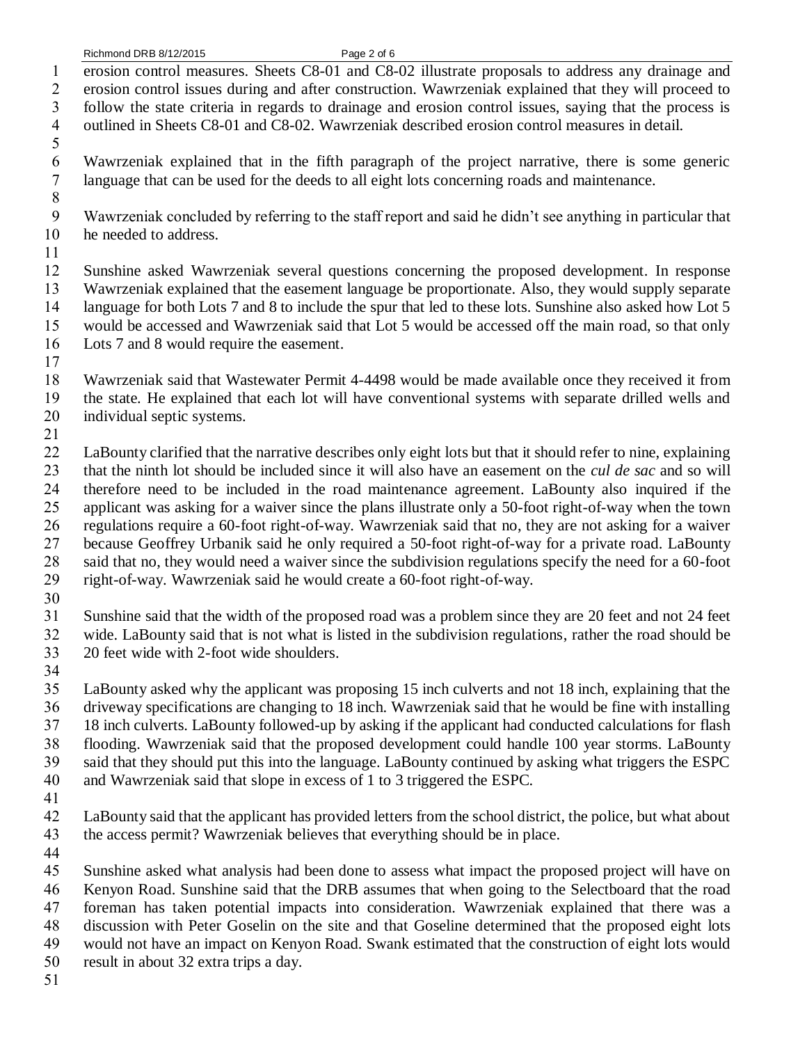erosion control measures. Sheets C8-01 and C8-02 illustrate proposals to address any drainage and erosion control issues during and after construction. Wawrzeniak explained that they will proceed to follow the state criteria in regards to drainage and erosion control issues, saying that the process is outlined in Sheets C8-01 and C8-02. Wawrzeniak described erosion control measures in detail.

Wawrzeniak explained that in the fifth paragraph of the project narrative, there is some generic language that can be used for the deeds to all eight lots concerning roads and maintenance.

Wawrzeniak concluded by referring to the staff report and said he didn't see anything in particular that he needed to address.

Sunshine asked Wawrzeniak several questions concerning the proposed development. In response Wawrzeniak explained that the easement language be proportionate. Also, they would supply separate language for both Lots 7 and 8 to include the spur that led to these lots. Sunshine also asked how Lot 5 would be accessed and Wawrzeniak said that Lot 5 would be accessed off the main road, so that only Lots 7 and 8 would require the easement.

Wawrzeniak said that Wastewater Permit 4-4498 would be made available once they received it from the state. He explained that each lot will have conventional systems with separate drilled wells and individual septic systems.

LaBounty clarified that the narrative describes only eight lots but that it should refer to nine, explaining that the ninth lot should be included since it will also have an easement on the *cul de sac* and so will therefore need to be included in the road maintenance agreement. LaBounty also inquired if the applicant was asking for a waiver since the plans illustrate only a 50-foot right-of-way when the town regulations require a 60-foot right-of-way. Wawrzeniak said that no, they are not asking for a waiver because Geoffrey Urbanik said he only required a 50-foot right-of-way for a private road. LaBounty said that no, they would need a waiver since the subdivision regulations specify the need for a 60-foot right-of-way. Wawrzeniak said he would create a 60-foot right-of-way.

Sunshine said that the width of the proposed road was a problem since they are 20 feet and not 24 feet wide. LaBounty said that is not what is listed in the subdivision regulations, rather the road should be 20 feet wide with 2-foot wide shoulders.

LaBounty asked why the applicant was proposing 15 inch culverts and not 18 inch, explaining that the driveway specifications are changing to 18 inch. Wawrzeniak said that he would be fine with installing 18 inch culverts. LaBounty followed-up by asking if the applicant had conducted calculations for flash flooding. Wawrzeniak said that the proposed development could handle 100 year storms. LaBounty said that they should put this into the language. LaBounty continued by asking what triggers the ESPC and Wawrzeniak said that slope in excess of 1 to 3 triggered the ESPC.

LaBounty said that the applicant has provided letters from the school district, the police, but what about the access permit? Wawrzeniak believes that everything should be in place.

Sunshine asked what analysis had been done to assess what impact the proposed project will have on Kenyon Road. Sunshine said that the DRB assumes that when going to the Selectboard that the road foreman has taken potential impacts into consideration. Wawrzeniak explained that there was a discussion with Peter Goselin on the site and that Goseline determined that the proposed eight lots would not have an impact on Kenyon Road. Swank estimated that the construction of eight lots would result in about 32 extra trips a day.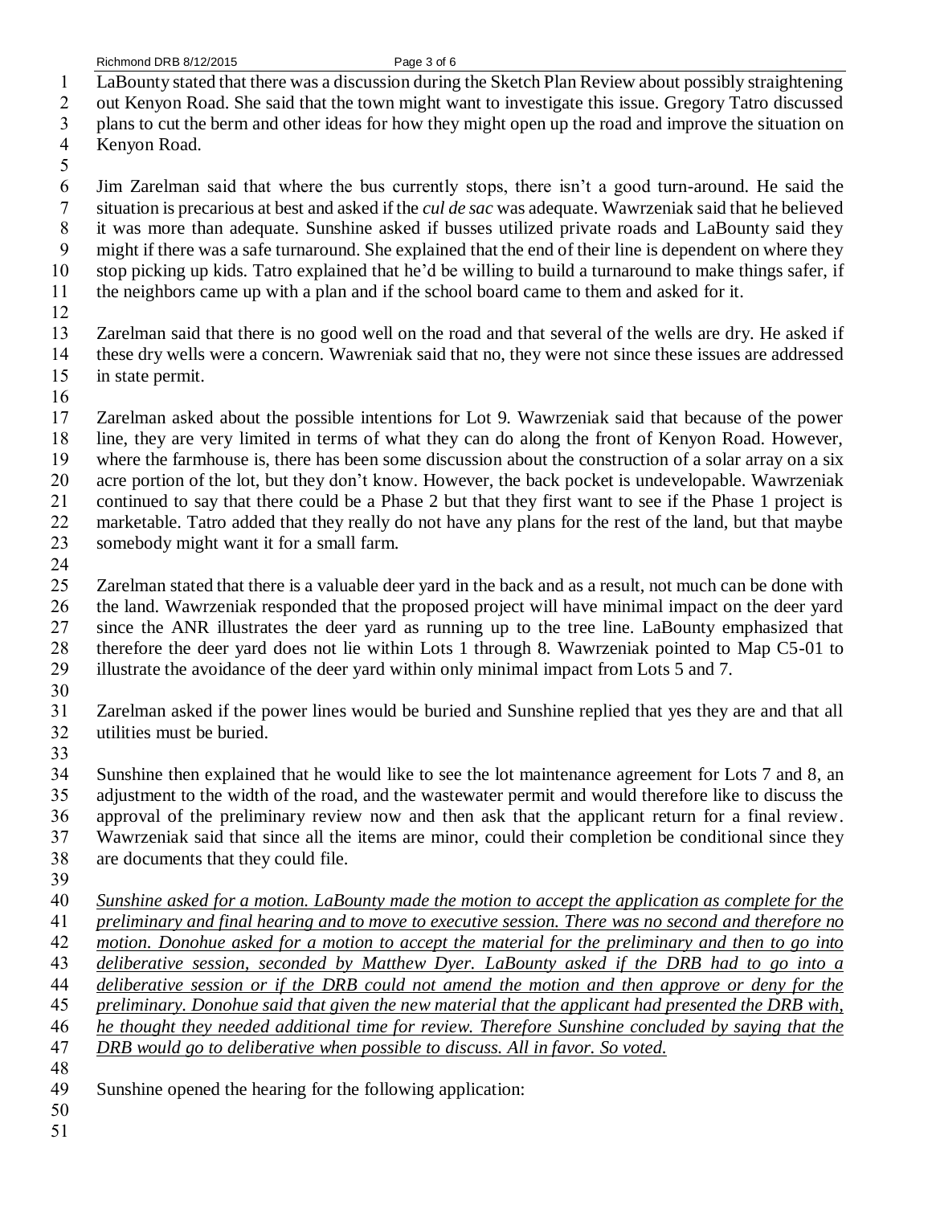LaBounty stated that there was a discussion during the Sketch Plan Review about possibly straightening out Kenyon Road. She said that the town might want to investigate this issue. Gregory Tatro discussed plans to cut the berm and other ideas for how they might open up the road and improve the situation on Kenyon Road.

Jim Zarelman said that where the bus currently stops, there isn't a good turn-around. He said the situation is precarious at best and asked if the *cul de sac* was adequate. Wawrzeniak said that he believed it was more than adequate. Sunshine asked if busses utilized private roads and LaBounty said they might if there was a safe turnaround. She explained that the end of their line is dependent on where they stop picking up kids. Tatro explained that he'd be willing to build a turnaround to make things safer, if the neighbors came up with a plan and if the school board came to them and asked for it.

Zarelman said that there is no good well on the road and that several of the wells are dry. He asked if these dry wells were a concern. Wawreniak said that no, they were not since these issues are addressed in state permit.

Zarelman asked about the possible intentions for Lot 9. Wawrzeniak said that because of the power line, they are very limited in terms of what they can do along the front of Kenyon Road. However, where the farmhouse is, there has been some discussion about the construction of a solar array on a six acre portion of the lot, but they don't know. However, the back pocket is undevelopable. Wawrzeniak continued to say that there could be a Phase 2 but that they first want to see if the Phase 1 project is marketable. Tatro added that they really do not have any plans for the rest of the land, but that maybe somebody might want it for a small farm.

Zarelman stated that there is a valuable deer yard in the back and as a result, not much can be done with the land. Wawrzeniak responded that the proposed project will have minimal impact on the deer yard since the ANR illustrates the deer yard as running up to the tree line. LaBounty emphasized that therefore the deer yard does not lie within Lots 1 through 8. Wawrzeniak pointed to Map C5-01 to illustrate the avoidance of the deer yard within only minimal impact from Lots 5 and 7.

Zarelman asked if the power lines would be buried and Sunshine replied that yes they are and that all utilities must be buried.

Sunshine then explained that he would like to see the lot maintenance agreement for Lots 7 and 8, an adjustment to the width of the road, and the wastewater permit and would therefore like to discuss the approval of the preliminary review now and then ask that the applicant return for a final review. Wawrzeniak said that since all the items are minor, could their completion be conditional since they are documents that they could file.

<u>*Sunshine asked for a motion. LaBounty made the motion to accept the application as complete for the preliminary and final hearing and to move to executive session. There was no second and therefore no motion. Donohue asked for a motion to accept the material for the preliminary and then to go into deliberative session, seconded by Matthew Dyer. LaBounty asked if the DRB had to go into a deliberative session or if the DRB could not amend the motion and then approve or deny for the preliminary. Donohue said that given the new material that the applicant had presented the DRB with, he thought they needed additional time for review. Therefore Sunshine concluded by saying that the DRB would go to deliberative when possible to discuss. All in favor. So voted.*</u>

Sunshine opened the hearing for the following application: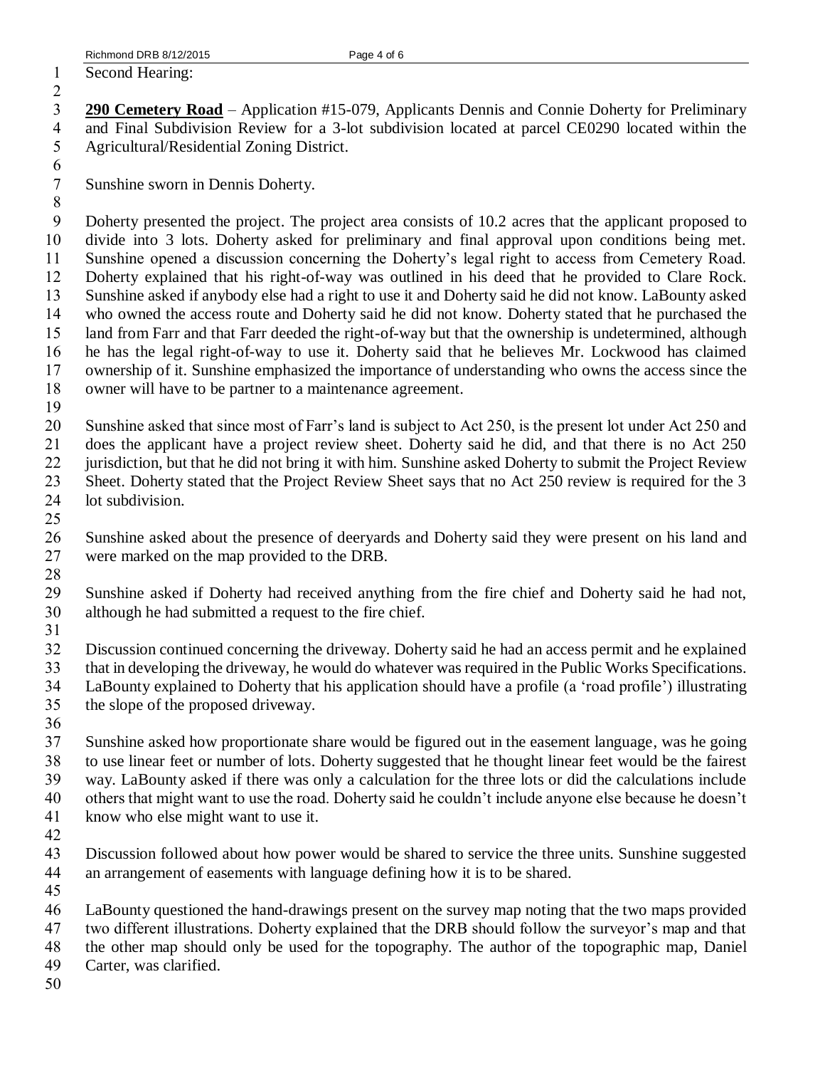Second Hearing:

**290 Cemetery Road** – Application #15-079, Applicants Dennis and Connie Doherty for Preliminary and Final Subdivision Review for a 3-lot subdivision located at parcel CE0290 located within the Agricultural/Residential Zoning District.

Sunshine sworn in Dennis Doherty.

Doherty presented the project. The project area consists of 10.2 acres that the applicant proposed to divide into 3 lots. Doherty asked for preliminary and final approval upon conditions being met. Sunshine opened a discussion concerning the Doherty's legal right to access from Cemetery Road. Doherty explained that his right-of-way was outlined in his deed that he provided to Clare Rock. Sunshine asked if anybody else had a right to use it and Doherty said he did not know. LaBounty asked who owned the access route and Doherty said he did not know. Doherty stated that he purchased the land from Farr and that Farr deeded the right-of-way but that the ownership is undetermined, although he has the legal right-of-way to use it. Doherty said that he believes Mr. Lockwood has claimed ownership of it. Sunshine emphasized the importance of understanding who owns the access since the owner will have to be partner to a maintenance agreement.

Sunshine asked that since most of Farr's land is subject to Act 250, is the present lot under Act 250 and does the applicant have a project review sheet. Doherty said he did, and that there is no Act 250 jurisdiction, but that he did not bring it with him. Sunshine asked Doherty to submit the Project Review Sheet. Doherty stated that the Project Review Sheet says that no Act 250 review is required for the 3 lot subdivision.

Sunshine asked about the presence of deeryards and Doherty said they were present on his land and were marked on the map provided to the DRB.

Sunshine asked if Doherty had received anything from the fire chief and Doherty said he had not, although he had submitted a request to the fire chief.

Discussion continued concerning the driveway. Doherty said he had an access permit and he explained that in developing the driveway, he would do whatever was required in the Public Works Specifications. LaBounty explained to Doherty that his application should have a profile (a 'road profile') illustrating the slope of the proposed driveway.

Sunshine asked how proportionate share would be figured out in the easement language, was he going to use linear feet or number of lots. Doherty suggested that he thought linear feet would be the fairest way. LaBounty asked if there was only a calculation for the three lots or did the calculations include others that might want to use the road. Doherty said he couldn't include anyone else because he doesn't know who else might want to use it.

Discussion followed about how power would be shared to service the three units. Sunshine suggested an arrangement of easements with language defining how it is to be shared.

LaBounty questioned the hand-drawings present on the survey map noting that the two maps provided two different illustrations. Doherty explained that the DRB should follow the surveyor's map and that the other map should only be used for the topography. The author of the topographic map, Daniel Carter, was clarified.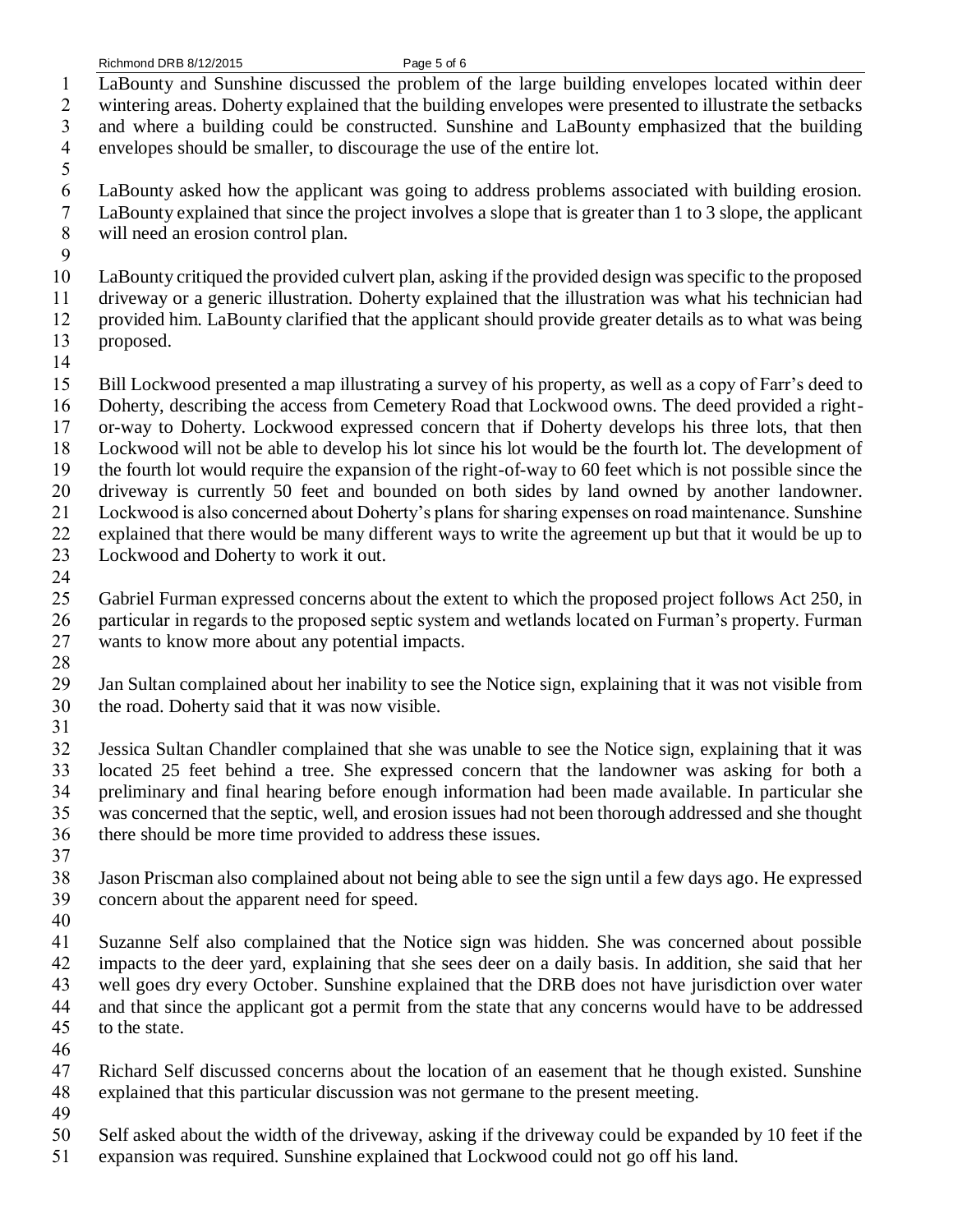LaBounty and Sunshine discussed the problem of the large building envelopes located within deer wintering areas. Doherty explained that the building envelopes were presented to illustrate the setbacks and where a building could be constructed. Sunshine and LaBounty emphasized that the building envelopes should be smaller, to discourage the use of the entire lot.

LaBounty asked how the applicant was going to address problems associated with building erosion. LaBounty explained that since the project involves a slope that is greater than 1 to 3 slope, the applicant will need an erosion control plan.

LaBounty critiqued the provided culvert plan, asking if the provided design was specific to the proposed driveway or a generic illustration. Doherty explained that the illustration was what his technician had provided him. LaBounty clarified that the applicant should provide greater details as to what was being proposed.

Bill Lockwood presented a map illustrating a survey of his property, as well as a copy of Farr's deed to Doherty, describing the access from Cemetery Road that Lockwood owns. The deed provided a right-or-way to Doherty. Lockwood expressed concern that if Doherty develops his three lots, that then Lockwood will not be able to develop his lot since his lot would be the fourth lot. The development of the fourth lot would require the expansion of the right-of-way to 60 feet which is not possible since the driveway is currently 50 feet and bounded on both sides by land owned by another landowner. Lockwood is also concerned about Doherty's plans for sharing expenses on road maintenance. Sunshine explained that there would be many different ways to write the agreement up but that it would be up to Lockwood and Doherty to work it out.

Gabriel Furman expressed concerns about the extent to which the proposed project follows Act 250, in particular in regards to the proposed septic system and wetlands located on Furman's property. Furman wants to know more about any potential impacts.

Jan Sultan complained about her inability to see the Notice sign, explaining that it was not visible from the road. Doherty said that it was now visible.

Jessica Sultan Chandler complained that she was unable to see the Notice sign, explaining that it was located 25 feet behind a tree. She expressed concern that the landowner was asking for both a preliminary and final hearing before enough information had been made available. In particular she was concerned that the septic, well, and erosion issues had not been thorough addressed and she thought there should be more time provided to address these issues.

Jason Priscman also complained about not being able to see the sign until a few days ago. He expressed concern about the apparent need for speed.

Suzanne Self also complained that the Notice sign was hidden. She was concerned about possible impacts to the deer yard, explaining that she sees deer on a daily basis. In addition, she said that her well goes dry every October. Sunshine explained that the DRB does not have jurisdiction over water and that since the applicant got a permit from the state that any concerns would have to be addressed to the state.

Richard Self discussed concerns about the location of an easement that he though existed. Sunshine explained that this particular discussion was not germane to the present meeting.

Self asked about the width of the driveway, asking if the driveway could be expanded by 10 feet if the expansion was required. Sunshine explained that Lockwood could not go off his land.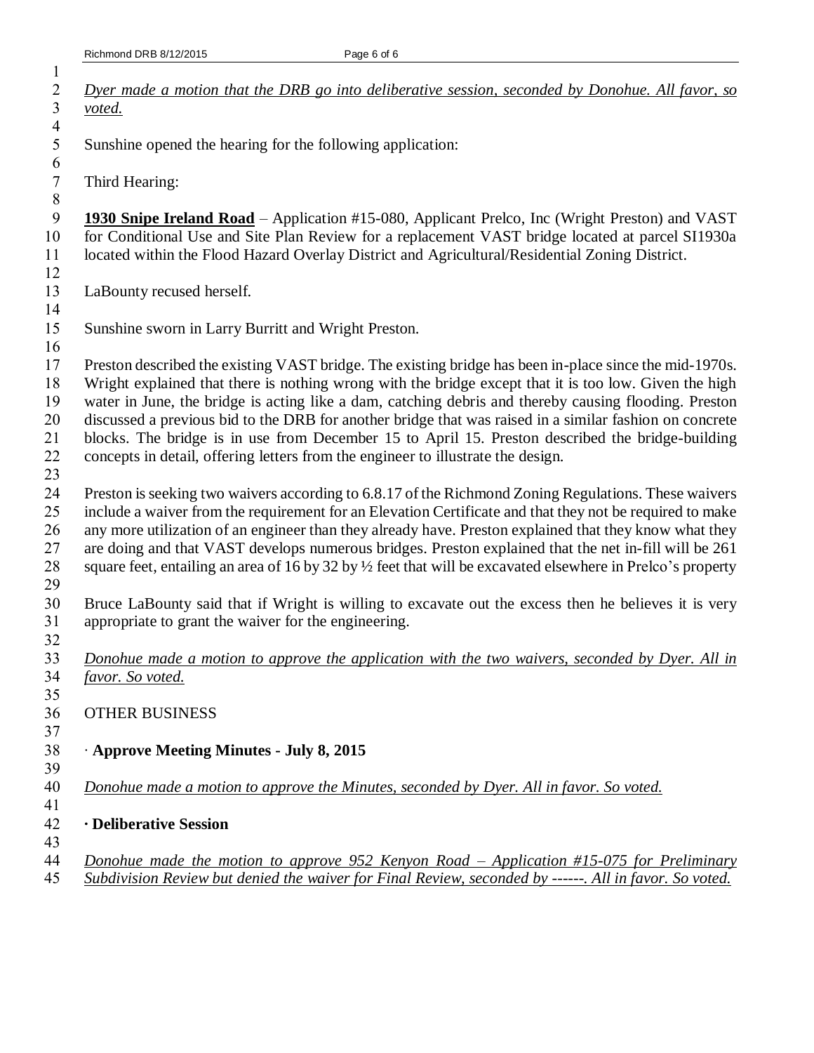*Dyer made a motion that the DRB go into deliberative session, seconded by Donohue. All favor, so voted.*

Sunshine opened the hearing for the following application:

Third Hearing:

**1930 Snipe Ireland Road** – Application #15-080, Applicant Prelco, Inc (Wright Preston) and VAST for Conditional Use and Site Plan Review for a replacement VAST bridge located at parcel SI1930a located within the Flood Hazard Overlay District and Agricultural/Residential Zoning District.

LaBounty recused herself.

Sunshine sworn in Larry Burritt and Wright Preston.

Preston described the existing VAST bridge. The existing bridge has been in-place since the mid-1970s. Wright explained that there is nothing wrong with the bridge except that it is too low. Given the high water in June, the bridge is acting like a dam, catching debris and thereby causing flooding. Preston discussed a previous bid to the DRB for another bridge that was raised in a similar fashion on concrete blocks. The bridge is in use from December 15 to April 15. Preston described the bridge-building concepts in detail, offering letters from the engineer to illustrate the design.

Preston is seeking two waivers according to 6.8.17 of the Richmond Zoning Regulations. These waivers include a waiver from the requirement for an Elevation Certificate and that they not be required to make any more utilization of an engineer than they already have. Preston explained that they know what they are doing and that VAST develops numerous bridges. Preston explained that the net in-fill will be 261 square feet, entailing an area of 16 by 32 by ½ feet that will be excavated elsewhere in Prelco's property

Bruce LaBounty said that if Wright is willing to excavate out the excess then he believes it is very appropriate to grant the waiver for the engineering.

*Donohue made a motion to approve the application with the two waivers, seconded by Dyer. All in favor. So voted.*

OTHER BUSINESS

· **Approve Meeting Minutes - July 8, 2015**

*Donohue made a motion to approve the Minutes, seconded by Dyer. All in favor. So voted.*

· **Deliberative Session**

*Donohue made the motion to approve 952 Kenyon Road – Application #15-075 for Preliminary Subdivision Review but denied the waiver for Final Review, seconded by ------. All in favor. So voted.*